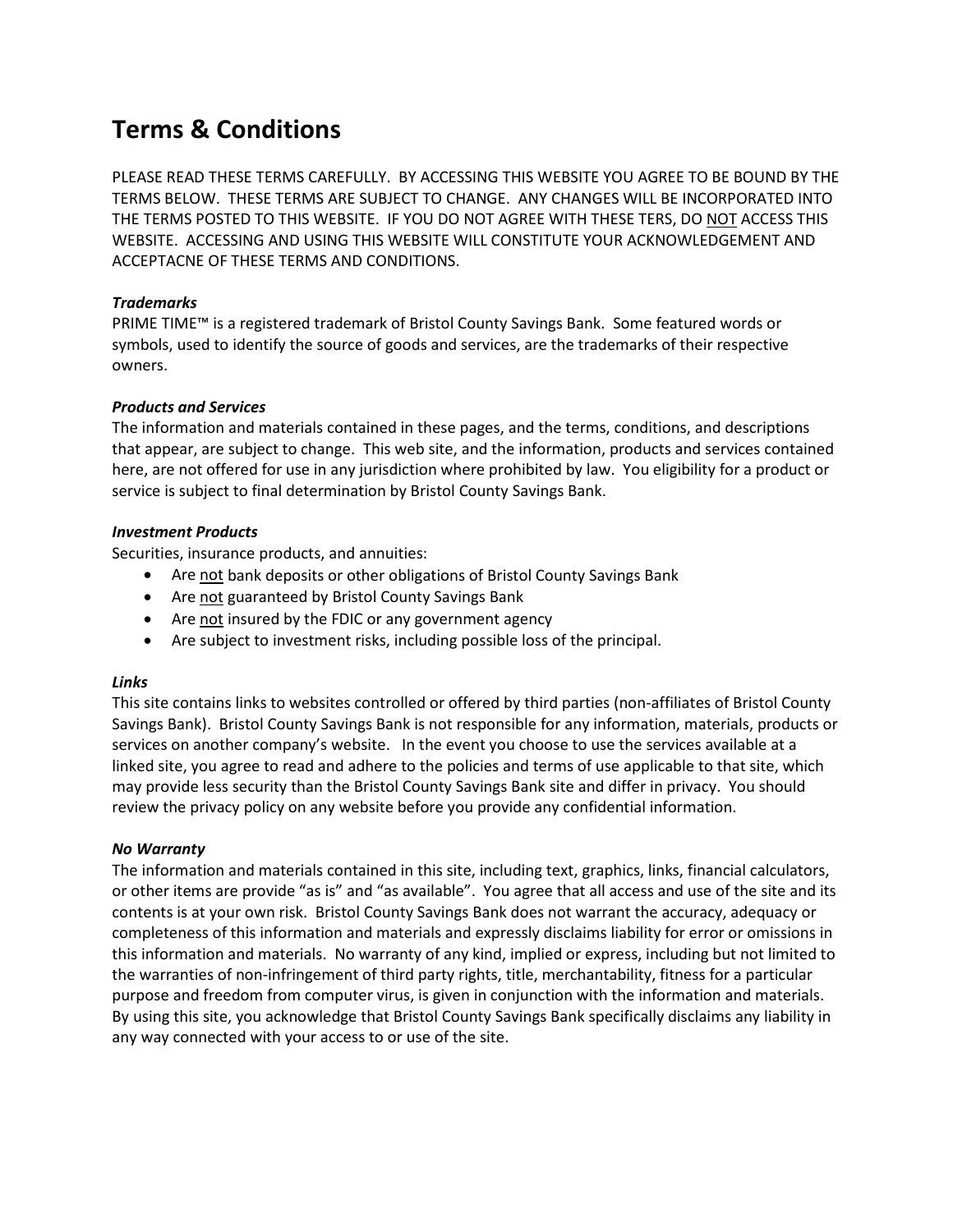# Terms & Conditions

PLEASE READ THESE TERMS CAREFULLY. BY ACCESSING THIS WEBSITE YOU AGREE TO BE BOUND BY THE TERMS BELOW. THESE TERMS ARE SUBJECT TO CHANGE. ANY CHANGES WILL BE INCORPORATED INTO THE TERMS POSTED TO THIS WEBSITE. IF YOU DO NOT AGREE WITH THESE TERS, DO <u>NOT</u> ACCESS THIS WEBSITE. ACCESSING AND USING THIS WEBSITE WILL CONSTITUTE YOUR ACKNOWLEDGEMENT AND ACCEPTACNE OF THESE TERMS AND CONDITIONS.

***Trademarks***
PRIME TIME™ is a registered trademark of Bristol County Savings Bank. Some featured words or symbols, used to identify the source of goods and services, are the trademarks of their respective owners.

***Products and Services***
The information and materials contained in these pages, and the terms, conditions, and descriptions that appear, are subject to change. This web site, and the information, products and services contained here, are not offered for use in any jurisdiction where prohibited by law. You eligibility for a product or service is subject to final determination by Bristol County Savings Bank.

***Investment Products***
Securities, insurance products, and annuities:

- Are <u>not</u> bank deposits or other obligations of Bristol County Savings Bank
- Are <u>not</u> guaranteed by Bristol County Savings Bank
- Are <u>not</u> insured by the FDIC or any government agency
- Are subject to investment risks, including possible loss of the principal.

***Links***
This site contains links to websites controlled or offered by third parties (non-affiliates of Bristol County Savings Bank). Bristol County Savings Bank is not responsible for any information, materials, products or services on another company's website. In the event you choose to use the services available at a linked site, you agree to read and adhere to the policies and terms of use applicable to that site, which may provide less security than the Bristol County Savings Bank site and differ in privacy. You should review the privacy policy on any website before you provide any confidential information.

***No Warranty***
The information and materials contained in this site, including text, graphics, links, financial calculators, or other items are provide "as is" and "as available". You agree that all access and use of the site and its contents is at your own risk. Bristol County Savings Bank does not warrant the accuracy, adequacy or completeness of this information and materials and expressly disclaims liability for error or omissions in this information and materials. No warranty of any kind, implied or express, including but not limited to the warranties of non-infringement of third party rights, title, merchantability, fitness for a particular purpose and freedom from computer virus, is given in conjunction with the information and materials. By using this site, you acknowledge that Bristol County Savings Bank specifically disclaims any liability in any way connected with your access to or use of the site.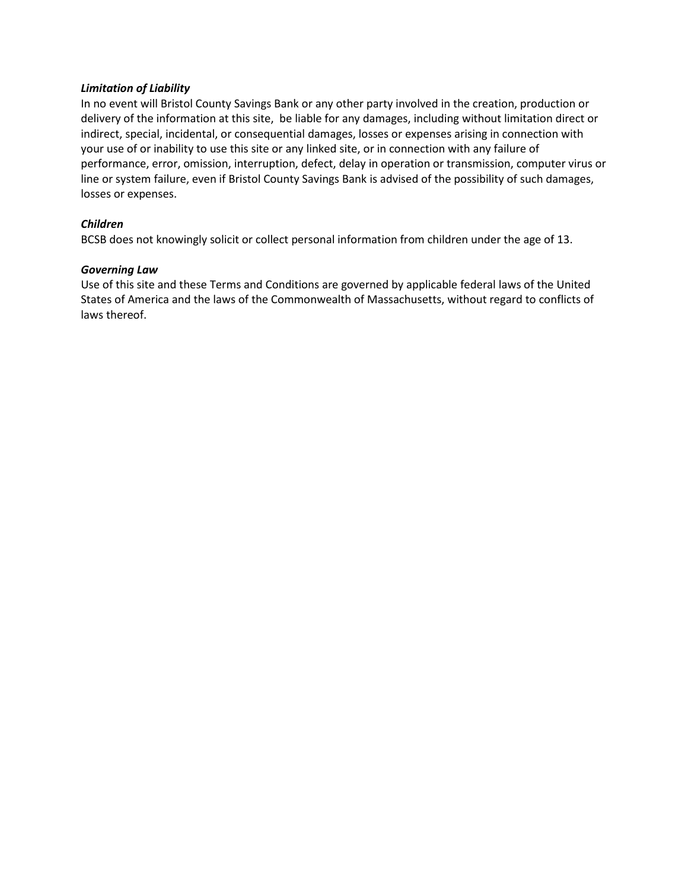***Limitation of Liability***

In no event will Bristol County Savings Bank or any other party involved in the creation, production or delivery of the information at this site,  be liable for any damages, including without limitation direct or indirect, special, incidental, or consequential damages, losses or expenses arising in connection with your use of or inability to use this site or any linked site, or in connection with any failure of performance, error, omission, interruption, defect, delay in operation or transmission, computer virus or line or system failure, even if Bristol County Savings Bank is advised of the possibility of such damages, losses or expenses.

***Children***

BCSB does not knowingly solicit or collect personal information from children under the age of 13.

***Governing Law***

Use of this site and these Terms and Conditions are governed by applicable federal laws of the United States of America and the laws of the Commonwealth of Massachusetts, without regard to conflicts of laws thereof.